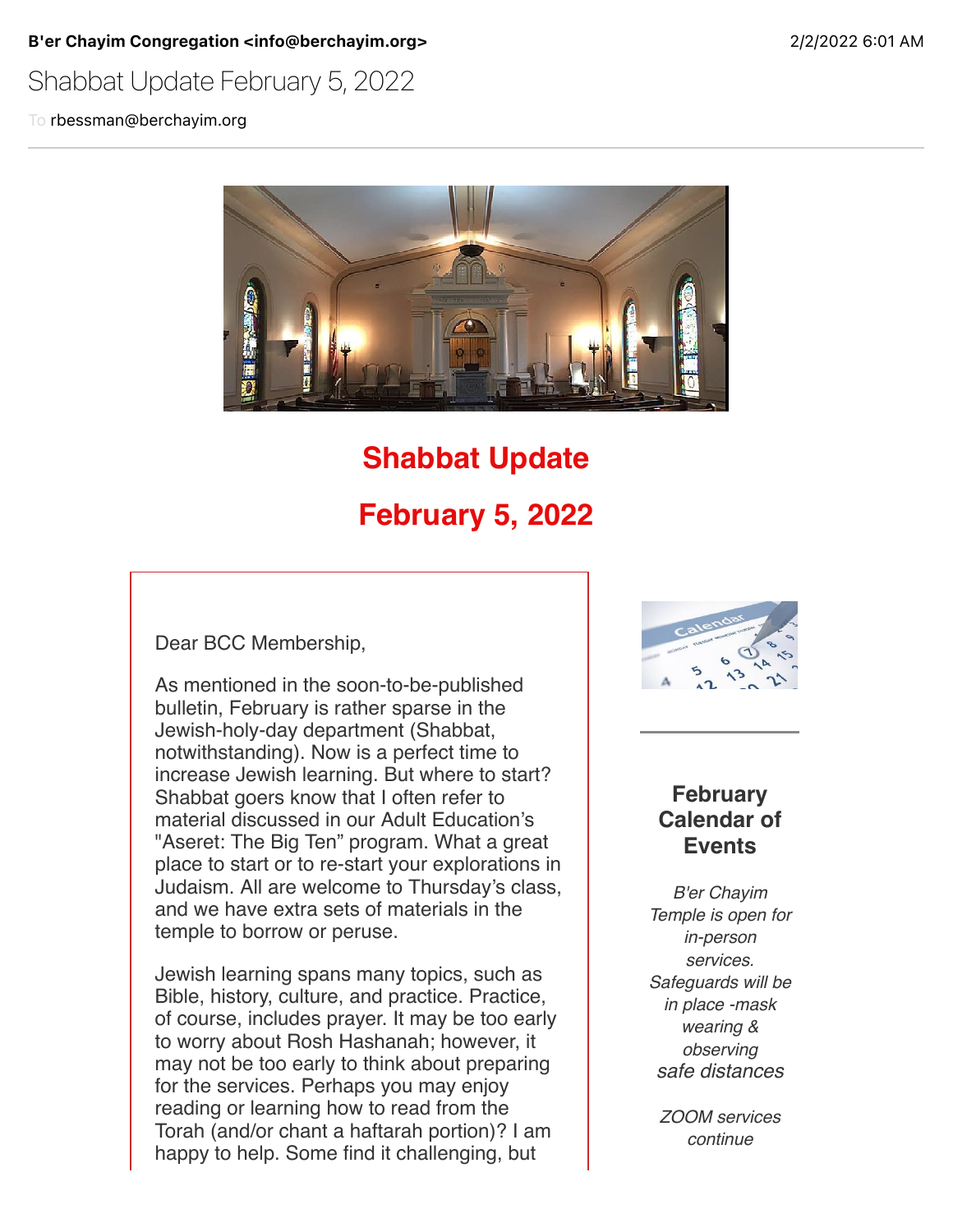**B'er Chayim Congregation <info@berchayim.org>** 2/2/2022 6:01 AM

Shabbat Update February 5, 2022

To rbessman@berchayim.org

# Shabbat Update

# February 5, 2022

Dear BCC Membership,

As mentioned in the soon-to-be-published bulletin, February is rather sparse in the Jewish-holy-day department (Shabbat, notwithstanding). Now is a perfect time to increase Jewish learning. But where to start? Shabbat goers know that I often refer to material discussed in our Adult Education's "Aseret: The Big Ten" program. What a great place to start or to re-start your explorations in Judaism. All are welcome to Thursday's class, and we have extra sets of materials in the temple to borrow or peruse.

Jewish learning spans many topics, such as Bible, history, culture, and practice. Practice, of course, includes prayer. It may be too early to worry about Rosh Hashanah; however, it may not be too early to think about preparing for the services. Perhaps you may enjoy reading or learning how to read from the Torah (and/or chant a haftarah portion)? I am happy to help. Some find it challenging, but

### February Calendar of Events

*B'er Chayim Temple is open for in-person services. Safeguards will be in place -mask wearing & observing safe distances*

*ZOOM services continue*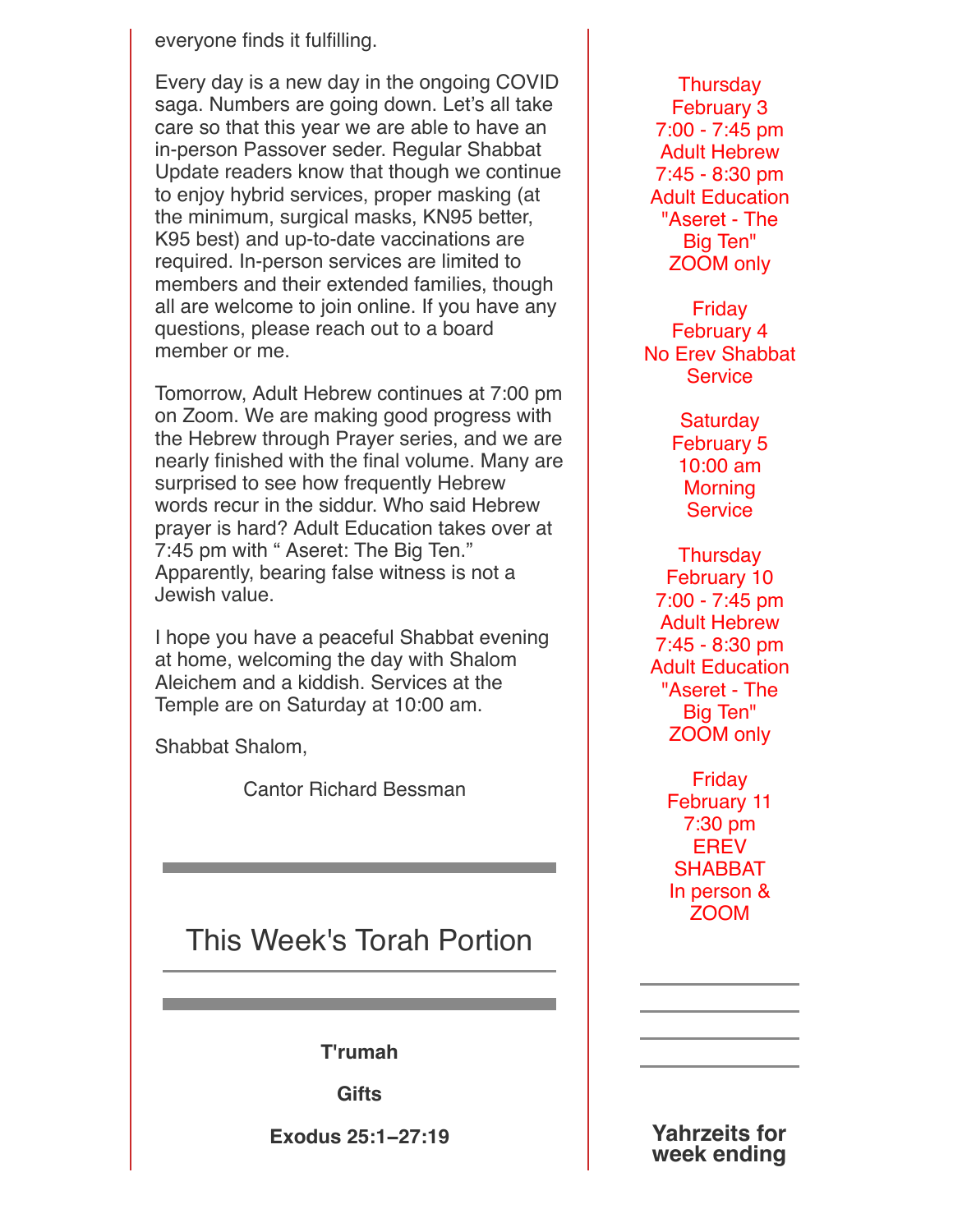everyone finds it fulfilling.

Every day is a new day in the ongoing COVID saga. Numbers are going down. Let's all take care so that this year we are able to have an in-person Passover seder. Regular Shabbat Update readers know that though we continue to enjoy hybrid services, proper masking (at the minimum, surgical masks, KN95 better, K95 best) and up-to-date vaccinations are required. In-person services are limited to members and their extended families, though all are welcome to join online. If you have any questions, please reach out to a board member or me.

Tomorrow, Adult Hebrew continues at 7:00 pm on Zoom. We are making good progress with the Hebrew through Prayer series, and we are nearly finished with the final volume. Many are surprised to see how frequently Hebrew words recur in the siddur. Who said Hebrew prayer is hard? Adult Education takes over at 7:45 pm with " Aseret: The Big Ten." Apparently, bearing false witness is not a Jewish value.

I hope you have a peaceful Shabbat evening at home, welcoming the day with Shalom Aleichem and a kiddish. Services at the Temple are on Saturday at 10:00 am.

Shabbat Shalom,

Cantor Richard Bessman

## This Week's Torah Portion

**T'rumah**

**Gifts**

**Exodus 25:1–27:19**

Thursday
February 3
7:00 - 7:45 pm
Adult Hebrew
7:45 - 8:30 pm
Adult Education
"Aseret - The Big Ten"
ZOOM only

Friday
February 4
No Erev Shabbat Service

Saturday
February 5
10:00 am
Morning Service

Thursday
February 10
7:00 - 7:45 pm
Adult Hebrew
7:45 - 8:30 pm
Adult Education
"Aseret - The Big Ten"
ZOOM only

Friday
February 11
7:30 pm
EREV SHABBAT
In person &
ZOOM

**Yahrzeits for week ending**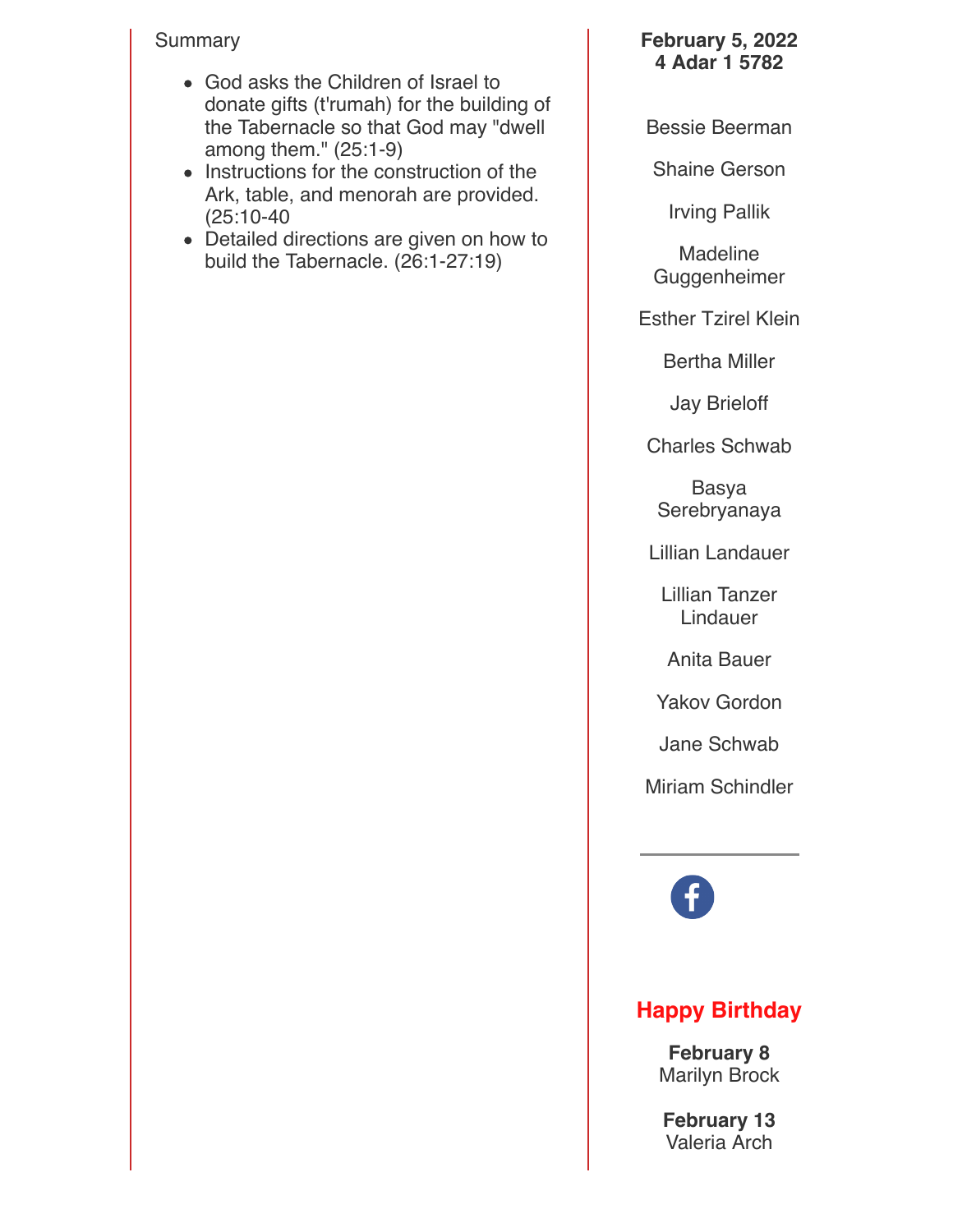Summary

- God asks the Children of Israel to donate gifts (t'rumah) for the building of the Tabernacle so that God may "dwell among them." (25:1-9)
- Instructions for the construction of the Ark, table, and menorah are provided. (25:10-40
- Detailed directions are given on how to build the Tabernacle. (26:1-27:19)

**February 5, 2022**
**4 Adar 1 5782**

Bessie Beerman

Shaine Gerson

Irving Pallik

Madeline Guggenheimer

Esther Tzirel Klein

Bertha Miller

Jay Brieloff

Charles Schwab

Basya Serebryanaya

Lillian Landauer

Lillian Tanzer Lindauer

Anita Bauer

Yakov Gordon

Jane Schwab

Miriam Schindler

---

## Happy Birthday

**February 8**
Marilyn Brock

**February 13**
Valeria Arch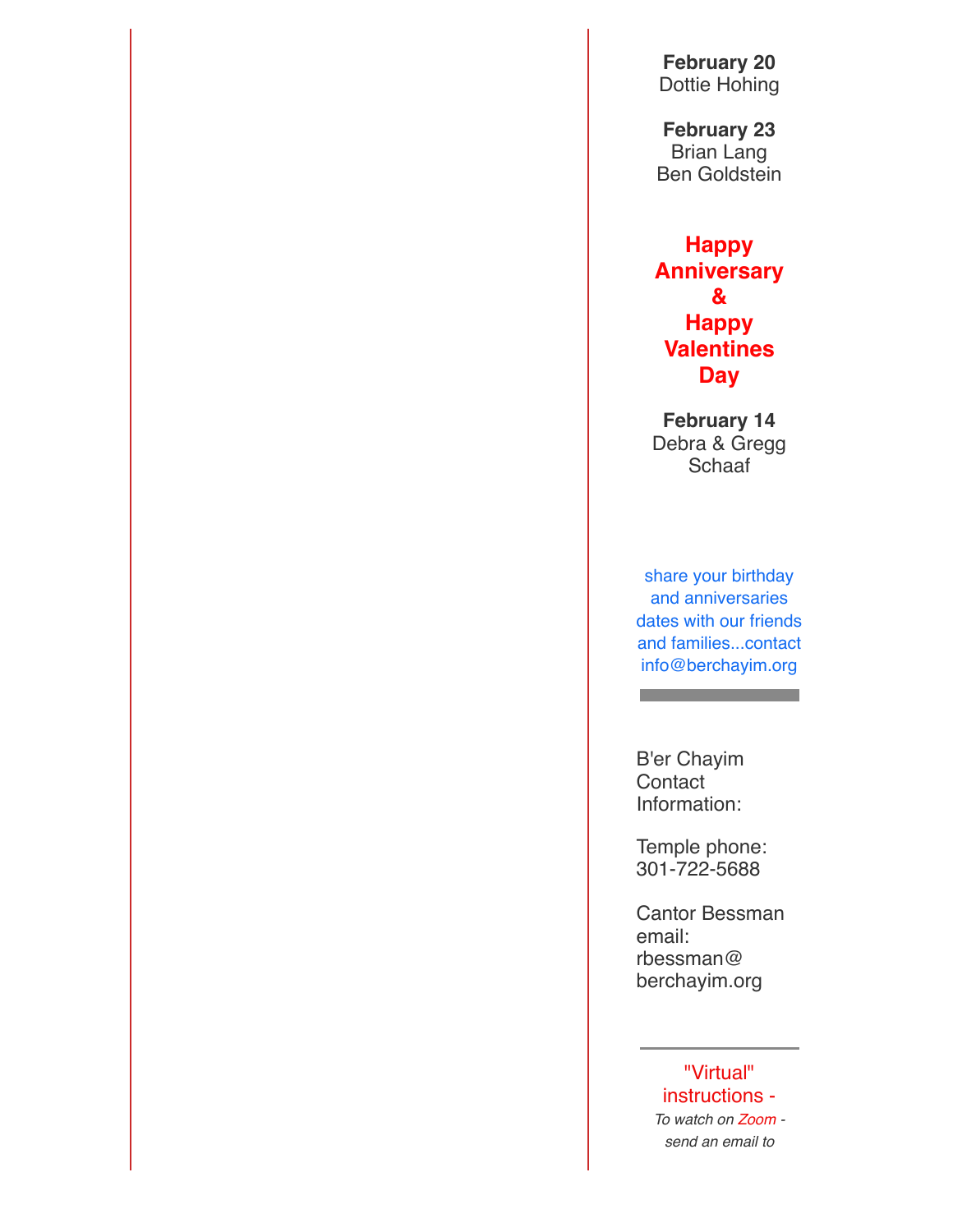**February 20**
Dottie Hohing

**February 23**
Brian Lang
Ben Goldstein

**Happy Anniversary & Happy Valentines Day**

**February 14**
Debra & Gregg Schaaf

share your birthday and anniversaries dates with our friends and families...contact info@berchayim.org

---

B'er Chayim Contact Information:

Temple phone: 301-722-5688

Cantor Bessman email: rbessman@berchayim.org

---

"Virtual" instructions -
*To watch on Zoom - send an email to*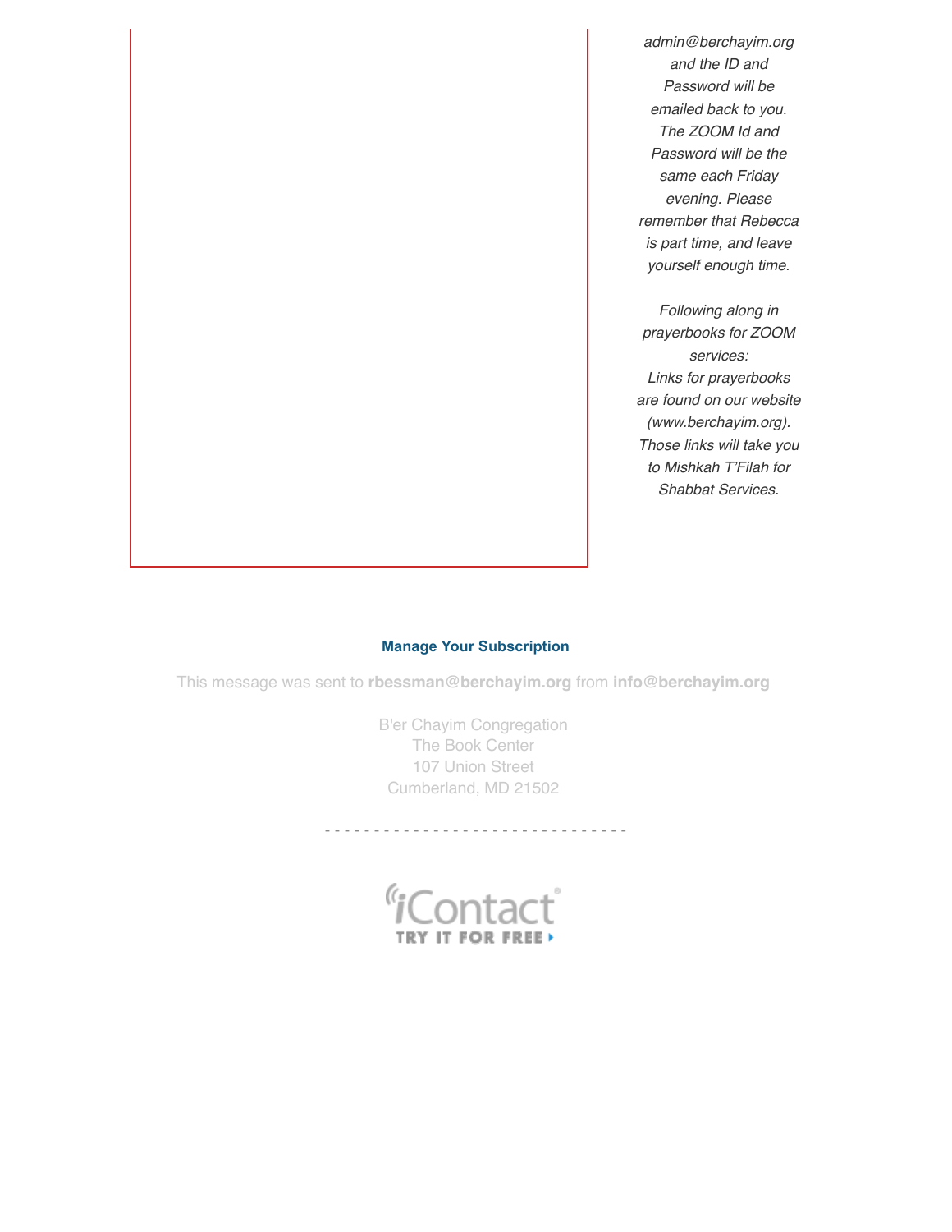*admin@berchayim.org and the ID and Password will be emailed back to you. The ZOOM Id and Password will be the same each Friday evening. Please remember that Rebecca is part time, and leave yourself enough time.*

*Following along in prayerbooks for ZOOM services:*
*Links for prayerbooks are found on our website (www.berchayim.org). Those links will take you to Mishkah T'Filah for Shabbat Services.*

**Manage Your Subscription**

This message was sent to **rbessman@berchayim.org** from **info@berchayim.org**

B'er Chayim Congregation
The Book Center
107 Union Street
Cumberland, MD 21502

- - - - - - - - - - - - - - - - - - - - - - - - - - - - - -

iContact
TRY IT FOR FREE